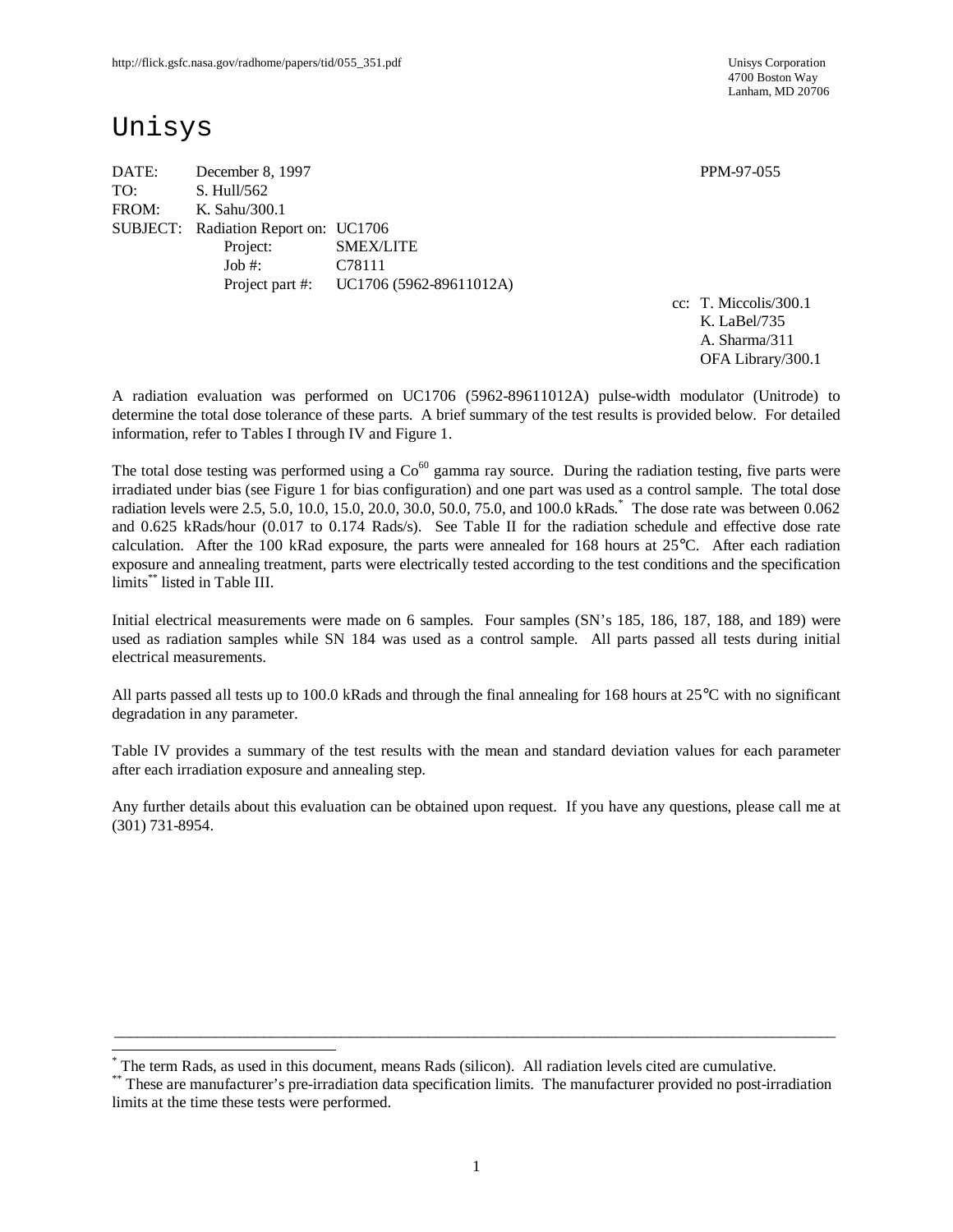http://flick.gsfc.nasa.gov/radhome/papers/tid/055_351.pdf

Unisys Corporation
4700 Boston Way
Lanham, MD 20706

# Unisys

DATE: December 8, 1997 PPM-97-055
TO: S. Hull/562
FROM: K. Sahu/300.1
SUBJECT: Radiation Report on: UC1706
Project: SMEX/LITE
Job #: C78111
Project part #: UC1706 (5962-89611012A)

cc: T. Miccolis/300.1
K. LaBel/735
A. Sharma/311
OFA Library/300.1

A radiation evaluation was performed on UC1706 (5962-89611012A) pulse-width modulator (Unitrode) to determine the total dose tolerance of these parts. A brief summary of the test results is provided below. For detailed information, refer to Tables I through IV and Figure 1.

The total dose testing was performed using a $Co^{60}$ gamma ray source. During the radiation testing, five parts were irradiated under bias (see Figure 1 for bias configuration) and one part was used as a control sample. The total dose radiation levels were 2.5, 5.0, 10.0, 15.0, 20.0, 30.0, 50.0, 75.0, and 100.0 kRads.* The dose rate was between 0.062 and 0.625 kRads/hour (0.017 to 0.174 Rads/s). See Table II for the radiation schedule and effective dose rate calculation. After the 100 kRad exposure, the parts were annealed for 168 hours at 25°C. After each radiation exposure and annealing treatment, parts were electrically tested according to the test conditions and the specification limits** listed in Table III.

Initial electrical measurements were made on 6 samples. Four samples (SN's 185, 186, 187, 188, and 189) were used as radiation samples while SN 184 was used as a control sample. All parts passed all tests during initial electrical measurements.

All parts passed all tests up to 100.0 kRads and through the final annealing for 168 hours at 25°C with no significant degradation in any parameter.

Table IV provides a summary of the test results with the mean and standard deviation values for each parameter after each irradiation exposure and annealing step.

Any further details about this evaluation can be obtained upon request. If you have any questions, please call me at (301) 731-8954.

---

* The term Rads, as used in this document, means Rads (silicon). All radiation levels cited are cumulative.

** These are manufacturer's pre-irradiation data specification limits. The manufacturer provided no post-irradiation limits at the time these tests were performed.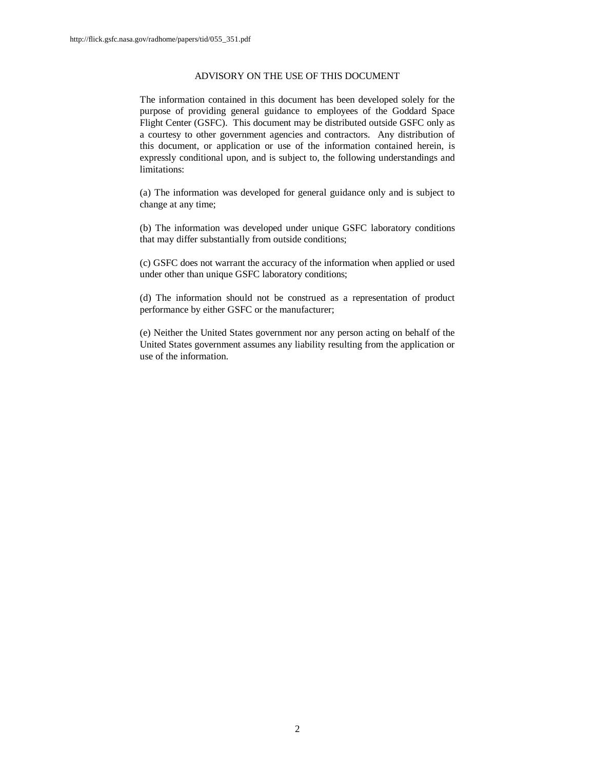ADVISORY ON THE USE OF THIS DOCUMENT

The information contained in this document has been developed solely for the purpose of providing general guidance to employees of the Goddard Space Flight Center (GSFC). This document may be distributed outside GSFC only as a courtesy to other government agencies and contractors. Any distribution of this document, or application or use of the information contained herein, is expressly conditional upon, and is subject to, the following understandings and limitations:

(a) The information was developed for general guidance only and is subject to change at any time;

(b) The information was developed under unique GSFC laboratory conditions that may differ substantially from outside conditions;

(c) GSFC does not warrant the accuracy of the information when applied or used under other than unique GSFC laboratory conditions;

(d) The information should not be construed as a representation of product performance by either GSFC or the manufacturer;

(e) Neither the United States government nor any person acting on behalf of the United States government assumes any liability resulting from the application or use of the information.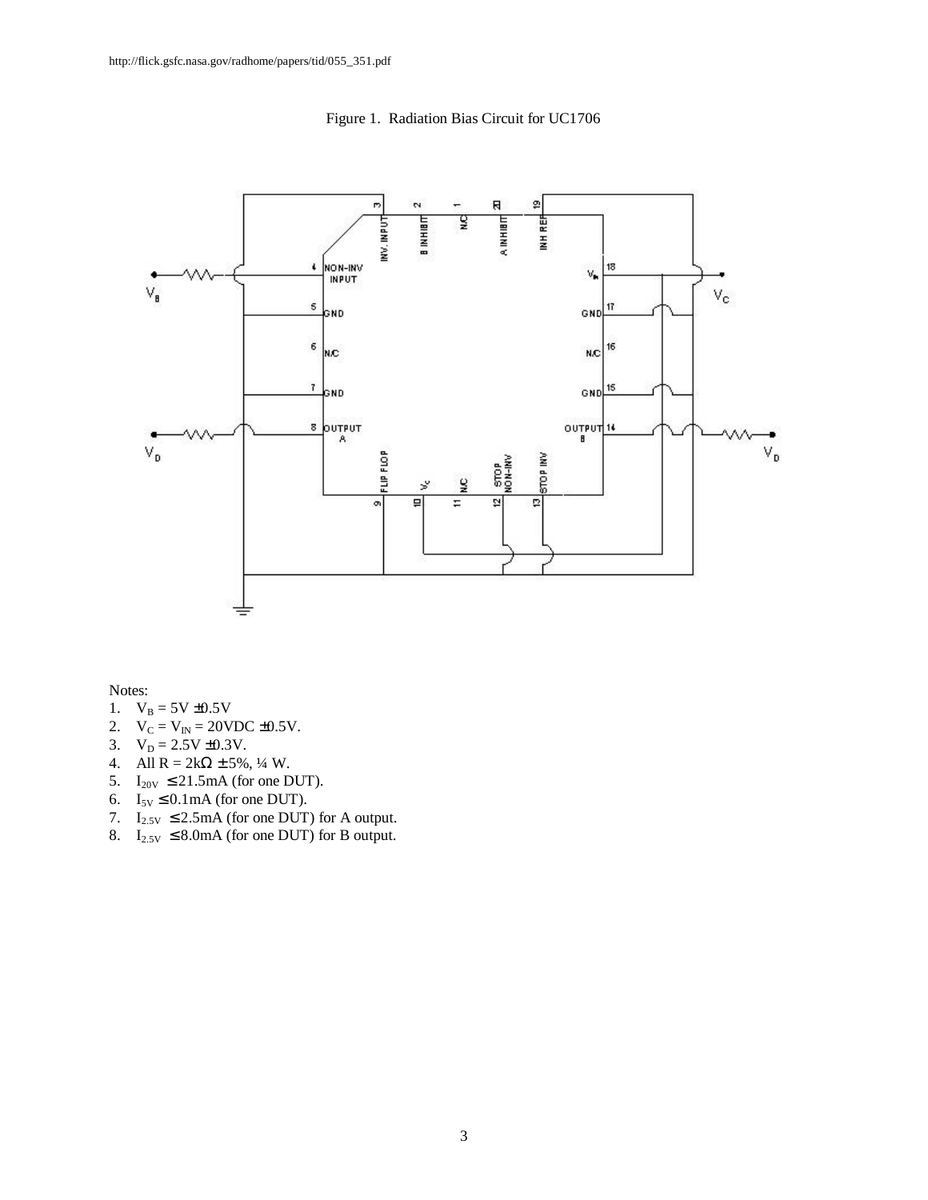http://flick.gsfc.nasa.gov/radhome/papers/tid/055_351.pdf

Figure 1. Radiation Bias Circuit for UC1706

Notes:
1. $V_B$ = 5V ±0.5V
2. $V_C$ = $V_{IN}$ = 20VDC ±0.5V.
3. $V_D$ = 2.5V ±0.3V.
4. All R = 2kΩ ± 5%, ¼ W.
5. $I_{20V}$ ≤ 21.5mA (for one DUT).
6. $I_{5V}$ ≤ 0.1mA (for one DUT).
7. $I_{2.5V}$ ≤ 2.5mA (for one DUT) for A output.
8. $I_{2.5V}$ ≤ 8.0mA (for one DUT) for B output.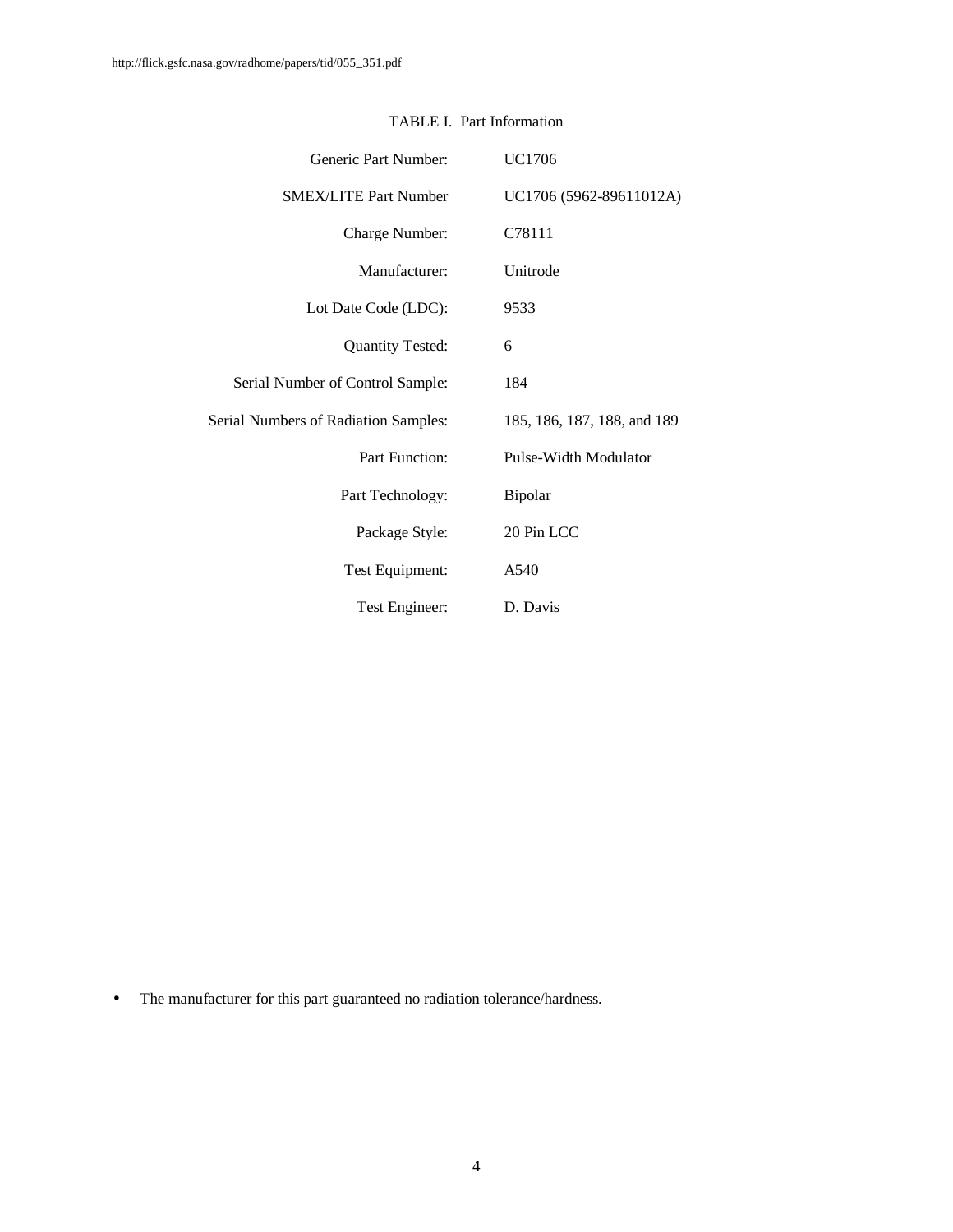TABLE I. Part Information

| | |
|---|---|
| Generic Part Number: | UC1706 |
| SMEX/LITE Part Number | UC1706 (5962-89611012A) |
| Charge Number: | C78111 |
| Manufacturer: | Unitrode |
| Lot Date Code (LDC): | 9533 |
| Quantity Tested: | 6 |
| Serial Number of Control Sample: | 184 |
| Serial Numbers of Radiation Samples: | 185, 186, 187, 188, and 189 |
| Part Function: | Pulse-Width Modulator |
| Part Technology: | Bipolar |
| Package Style: | 20 Pin LCC |
| Test Equipment: | A540 |
| Test Engineer: | D. Davis |

- The manufacturer for this part guaranteed no radiation tolerance/hardness.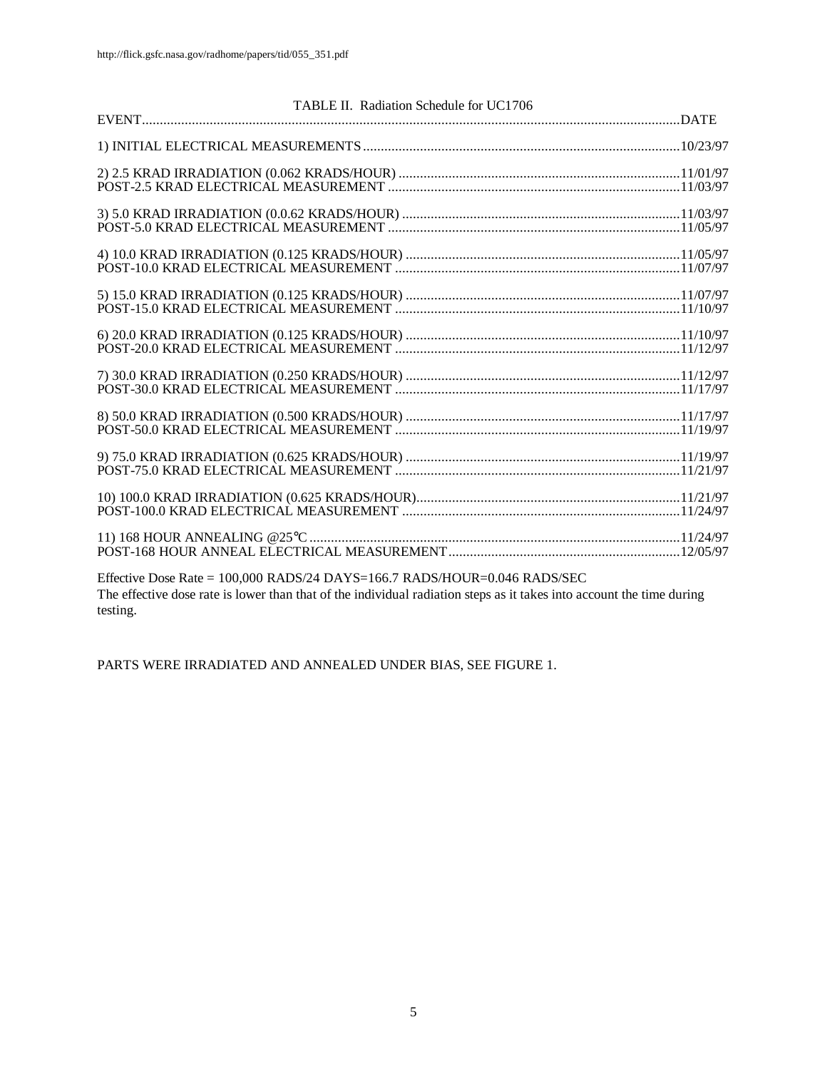http://flick.gsfc.nasa.gov/radhome/papers/tid/055_351.pdf

TABLE II. Radiation Schedule for UC1706

| EVENT | DATE |
|---|---|
| 1) INITIAL ELECTRICAL MEASUREMENTS | 10/23/97 |
| 2) 2.5 KRAD IRRADIATION (0.062 KRADS/HOUR) | 11/01/97 |
| POST-2.5 KRAD ELECTRICAL MEASUREMENT | 11/03/97 |
| 3) 5.0 KRAD IRRADIATION (0.0.62 KRADS/HOUR) | 11/03/97 |
| POST-5.0 KRAD ELECTRICAL MEASUREMENT | 11/05/97 |
| 4) 10.0 KRAD IRRADIATION (0.125 KRADS/HOUR) | 11/05/97 |
| POST-10.0 KRAD ELECTRICAL MEASUREMENT | 11/07/97 |
| 5) 15.0 KRAD IRRADIATION (0.125 KRADS/HOUR) | 11/07/97 |
| POST-15.0 KRAD ELECTRICAL MEASUREMENT | 11/10/97 |
| 6) 20.0 KRAD IRRADIATION (0.125 KRADS/HOUR) | 11/10/97 |
| POST-20.0 KRAD ELECTRICAL MEASUREMENT | 11/12/97 |
| 7) 30.0 KRAD IRRADIATION (0.250 KRADS/HOUR) | 11/12/97 |
| POST-30.0 KRAD ELECTRICAL MEASUREMENT | 11/17/97 |
| 8) 50.0 KRAD IRRADIATION (0.500 KRADS/HOUR) | 11/17/97 |
| POST-50.0 KRAD ELECTRICAL MEASUREMENT | 11/19/97 |
| 9) 75.0 KRAD IRRADIATION (0.625 KRADS/HOUR) | 11/19/97 |
| POST-75.0 KRAD ELECTRICAL MEASUREMENT | 11/21/97 |
| 10) 100.0 KRAD IRRADIATION (0.625 KRADS/HOUR) | 11/21/97 |
| POST-100.0 KRAD ELECTRICAL MEASUREMENT | 11/24/97 |
| 11) 168 HOUR ANNEALING @25°C | 11/24/97 |
| POST-168 HOUR ANNEAL ELECTRICAL MEASUREMENT | 12/05/97 |

Effective Dose Rate = 100,000 RADS/24 DAYS=166.7 RADS/HOUR=0.046 RADS/SEC
The effective dose rate is lower than that of the individual radiation steps as it takes into account the time during testing.

PARTS WERE IRRADIATED AND ANNEALED UNDER BIAS, SEE FIGURE 1.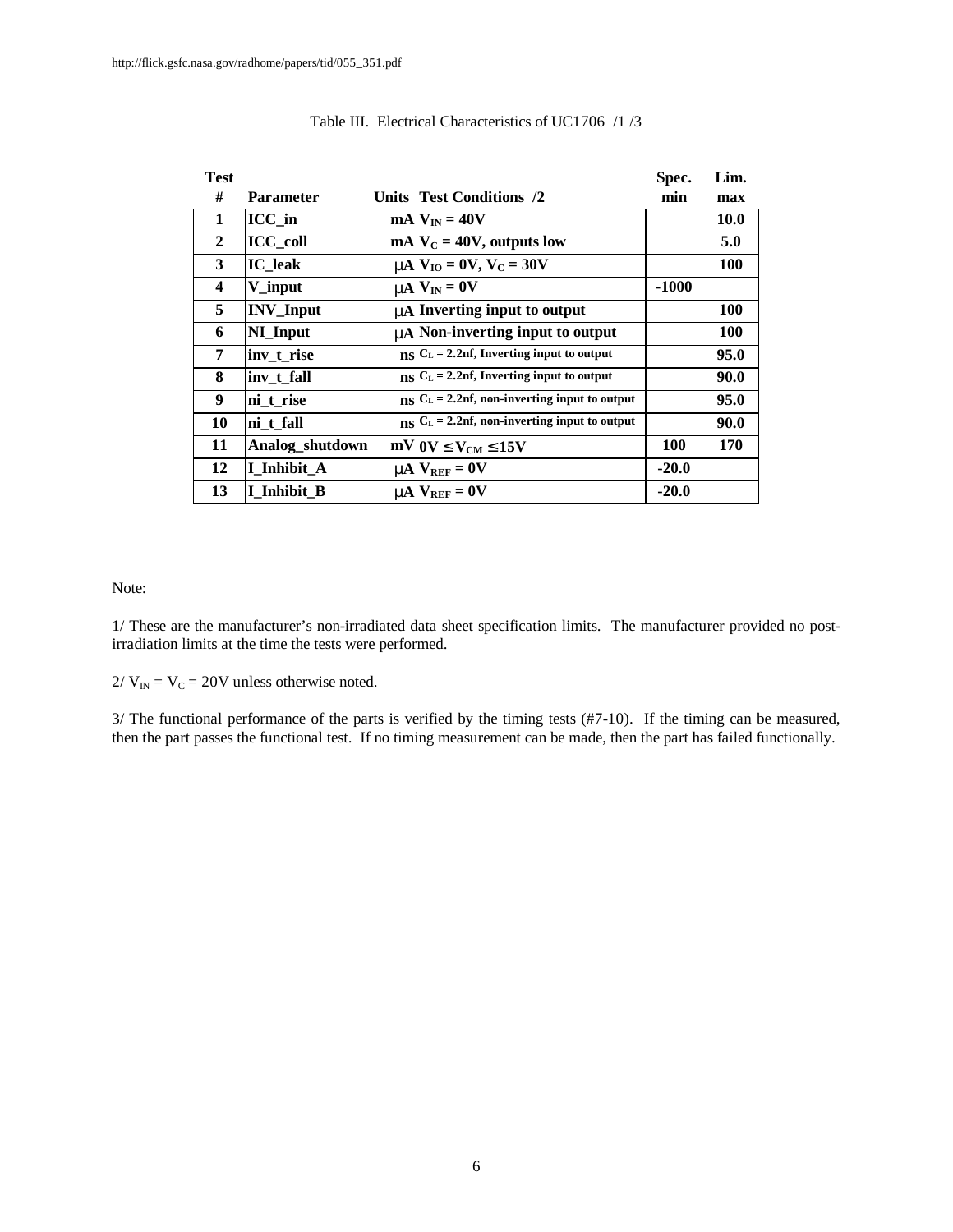http://flick.gsfc.nasa.gov/radhome/papers/tid/055_351.pdf

Table III. Electrical Characteristics of UC1706 /1 /3

| Test # | Parameter | Units | Test Conditions /2 | Spec. min | Lim. max |
|---|---|---|---|---|---|
| 1 | ICC_in | mA | $V_{IN}$ = 40V | | 10.0 |
| 2 | ICC_coll | mA | $V_C$ = 40V, outputs low | | 5.0 |
| 3 | IC_leak | μA | $V_{IO}$ = 0V, $V_C$ = 30V | | 100 |
| 4 | V_input | μA | $V_{IN}$ = 0V | -1000 | |
| 5 | INV_Input | μA | Inverting input to output | | 100 |
| 6 | NI_Input | μA | Non-inverting input to output | | 100 |
| 7 | inv_t_rise | ns | $C_L$ = 2.2nf, Inverting input to output | | 95.0 |
| 8 | inv_t_fall | ns | $C_L$ = 2.2nf, Inverting input to output | | 90.0 |
| 9 | ni_t_rise | ns | $C_L$ = 2.2nf, non-inverting input to output | | 95.0 |
| 10 | ni_t_fall | ns | $C_L$ = 2.2nf, non-inverting input to output | | 90.0 |
| 11 | Analog_shutdown | mV | $0V \leq V_{CM} \leq 15V$ | 100 | 170 |
| 12 | I_Inhibit_A | μA | $V_{REF}$ = 0V | -20.0 | |
| 13 | I_Inhibit_B | μA | $V_{REF}$ = 0V | -20.0 | |

Note:

1/ These are the manufacturer's non-irradiated data sheet specification limits. The manufacturer provided no post-irradiation limits at the time the tests were performed.

2/ $V_{IN}$ = $V_C$ = 20V unless otherwise noted.

3/ The functional performance of the parts is verified by the timing tests (#7-10). If the timing can be measured, then the part passes the functional test. If no timing measurement can be made, then the part has failed functionally.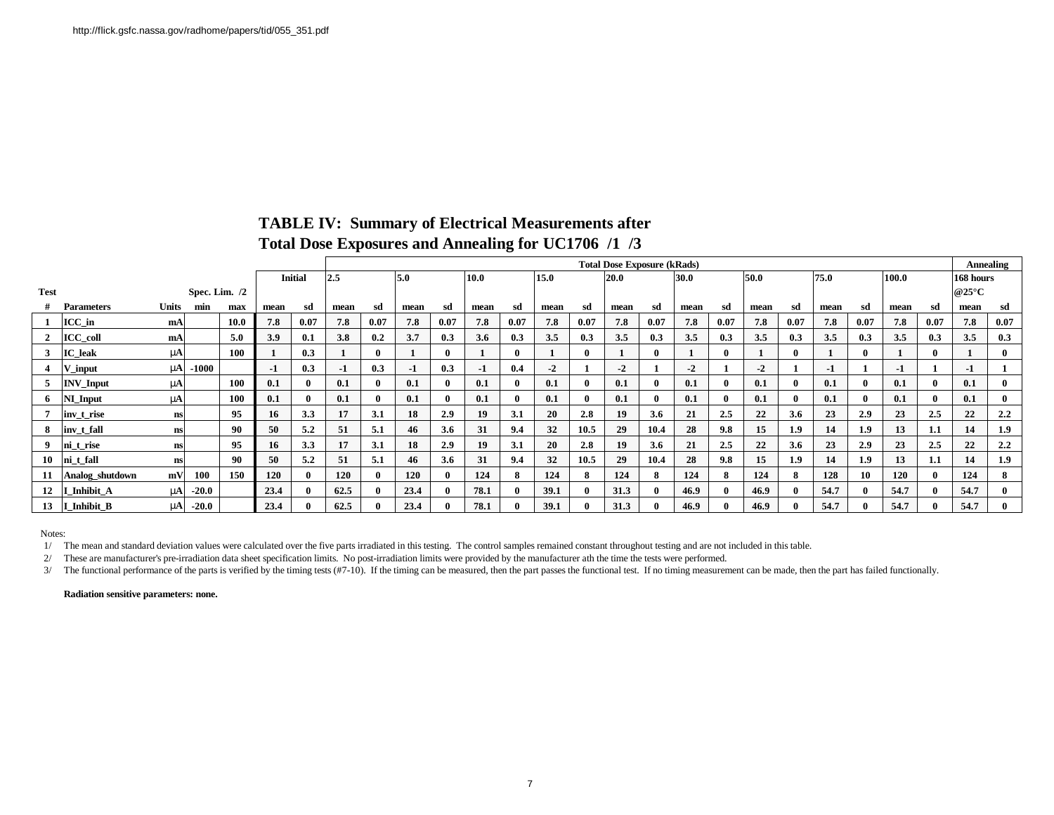http://flick.gsfc.nassa.gov/radhome/papers/tid/055_351.pdf

## TABLE IV: Summary of Electrical Measurements after Total Dose Exposures and Annealing for UC1706 /1 /3

| | | | | | | | Total Dose Exposure (kRads) | | | | | | | | | | | | | | | | | | | | Annealing | |
|---|---|---|---|---|---|---|---|---|---|---|---|---|---|---|---|---|---|---|---|---|---|---|---|---|---|---|---|---|
| | | | | | Initial | | 2.5 | | 5.0 | | 10.0 | | 15.0 | | 20.0 | | 30.0 | | 50.0 | | 75.0 | | 100.0 | | | | 168 hours @25°C | |
| Test # | Parameters | Units | Spec. Lim. /2 min | max | mean | sd | mean | sd | mean | sd | mean | sd | mean | sd | mean | sd | mean | sd | mean | sd | mean | sd | mean | sd | | | mean | sd |
| 1 | ICC_in | mA | | 10.0 | 7.8 | 0.07 | 7.8 | 0.07 | 7.8 | 0.07 | 7.8 | 0.07 | 7.8 | 0.07 | 7.8 | 0.07 | 7.8 | 0.07 | 7.8 | 0.07 | 7.8 | 0.07 | 7.8 | 0.07 | | | 7.8 | 0.07 |
| 2 | ICC_coll | mA | | 5.0 | 3.9 | 0.1 | 3.8 | 0.2 | 3.7 | 0.3 | 3.6 | 0.3 | 3.5 | 0.3 | 3.5 | 0.3 | 3.5 | 0.3 | 3.5 | 0.3 | 3.5 | 0.3 | 3.5 | 0.3 | | | 3.5 | 0.3 |
| 3 | IC_leak | μA | | 100 | 1 | 0.3 | 1 | 0 | 1 | 0 | 1 | 0 | 1 | 0 | 1 | 0 | 1 | 0 | 1 | 0 | 1 | 0 | 1 | 0 | | | 1 | 0 |
| 4 | V_input | μA | -1000 | | -1 | 0.3 | -1 | 0.3 | -1 | 0.3 | -1 | 0.4 | -2 | 1 | -2 | 1 | -2 | 1 | -2 | 1 | -1 | 1 | -1 | 1 | | | -1 | 1 |
| 5 | INV_Input | μA | | 100 | 0.1 | 0 | 0.1 | 0 | 0.1 | 0 | 0.1 | 0 | 0.1 | 0 | 0.1 | 0 | 0.1 | 0 | 0.1 | 0 | 0.1 | 0 | 0.1 | 0 | | | 0.1 | 0 |
| 6 | NI_Input | μA | | 100 | 0.1 | 0 | 0.1 | 0 | 0.1 | 0 | 0.1 | 0 | 0.1 | 0 | 0.1 | 0 | 0.1 | 0 | 0.1 | 0 | 0.1 | 0 | 0.1 | 0 | | | 0.1 | 0 |
| 7 | inv_t_rise | ns | | 95 | 16 | 3.3 | 17 | 3.1 | 18 | 2.9 | 19 | 3.1 | 20 | 2.8 | 19 | 3.6 | 21 | 2.5 | 22 | 3.6 | 23 | 2.9 | 23 | 2.5 | | | 22 | 2.2 |
| 8 | inv_t_fall | ns | | 90 | 50 | 5.2 | 51 | 5.1 | 46 | 3.6 | 31 | 9.4 | 32 | 10.5 | 29 | 10.4 | 28 | 9.8 | 15 | 1.9 | 14 | 1.9 | 13 | 1.1 | | | 14 | 1.9 |
| 9 | ni_t_rise | ns | | 95 | 16 | 3.3 | 17 | 3.1 | 18 | 2.9 | 19 | 3.1 | 20 | 2.8 | 19 | 3.6 | 21 | 2.5 | 22 | 3.6 | 23 | 2.9 | 23 | 2.5 | | | 22 | 2.2 |
| 10 | ni_t_fall | ns | | 90 | 50 | 5.2 | 51 | 5.1 | 46 | 3.6 | 31 | 9.4 | 32 | 10.5 | 29 | 10.4 | 28 | 9.8 | 15 | 1.9 | 14 | 1.9 | 13 | 1.1 | | | 14 | 1.9 |
| 11 | Analog_shutdown | mV | 100 | 150 | 120 | 0 | 120 | 0 | 120 | 0 | 124 | 8 | 124 | 8 | 124 | 8 | 124 | 8 | 124 | 8 | 128 | 10 | 120 | 0 | | | 124 | 8 |
| 12 | I_Inhibit_A | μA | -20.0 | | 23.4 | 0 | 62.5 | 0 | 23.4 | 0 | 78.1 | 0 | 39.1 | 0 | 31.3 | 0 | 46.9 | 0 | 46.9 | 0 | 54.7 | 0 | 54.7 | 0 | | | 54.7 | 0 |
| 13 | I_Inhibit_B | μA | -20.0 | | 23.4 | 0 | 62.5 | 0 | 23.4 | 0 | 78.1 | 0 | 39.1 | 0 | 31.3 | 0 | 46.9 | 0 | 46.9 | 0 | 54.7 | 0 | 54.7 | 0 | | | 54.7 | 0 |

Notes:

1/ The mean and standard deviation values were calculated over the five parts irradiated in this testing. The control samples remained constant throughout testing and are not included in this table.

2/ These are manufacturer's pre-irradiation data sheet specification limits. No post-irradiation limits were provided by the manufacturer ath the time the tests were performed.

3/ The functional performance of the parts is verified by the timing tests (#7-10). If the timing can be measured, then the part passes the functional test. If no timing measurement can be made, then the part has failed functionally.

**Radiation sensitive parameters: none.**